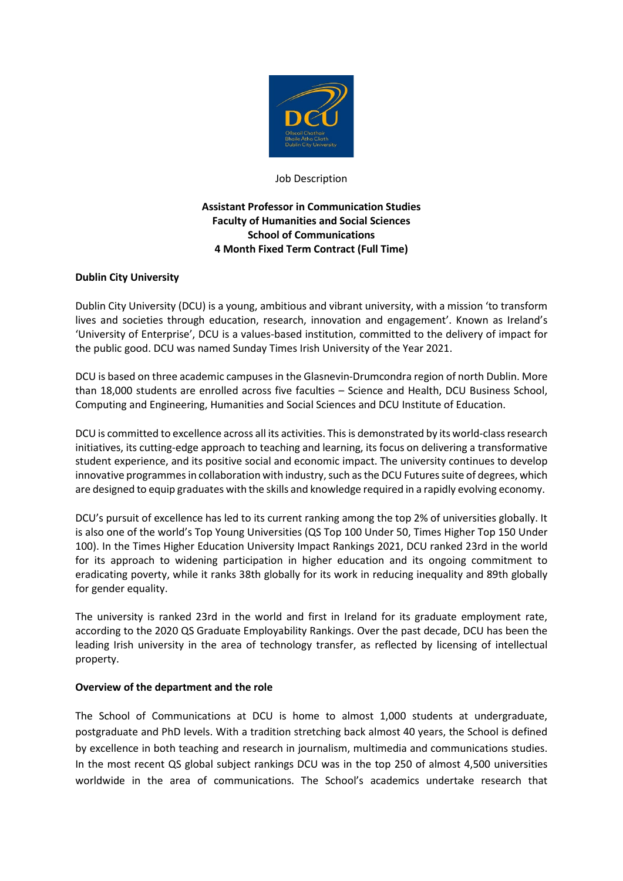Job Description

**Assistant Professor in Communication Studies**
**Faculty of Humanities and Social Sciences**
**School of Communications**
**4 Month Fixed Term Contract (Full Time)**

## Dublin City University

Dublin City University (DCU) is a young, ambitious and vibrant university, with a mission 'to transform lives and societies through education, research, innovation and engagement'. Known as Ireland's 'University of Enterprise', DCU is a values-based institution, committed to the delivery of impact for the public good. DCU was named Sunday Times Irish University of the Year 2021.

DCU is based on three academic campuses in the Glasnevin-Drumcondra region of north Dublin. More than 18,000 students are enrolled across five faculties – Science and Health, DCU Business School, Computing and Engineering, Humanities and Social Sciences and DCU Institute of Education.

DCU is committed to excellence across all its activities. This is demonstrated by its world-class research initiatives, its cutting-edge approach to teaching and learning, its focus on delivering a transformative student experience, and its positive social and economic impact. The university continues to develop innovative programmes in collaboration with industry, such as the DCU Futures suite of degrees, which are designed to equip graduates with the skills and knowledge required in a rapidly evolving economy.

DCU's pursuit of excellence has led to its current ranking among the top 2% of universities globally. It is also one of the world's Top Young Universities (QS Top 100 Under 50, Times Higher Top 150 Under 100). In the Times Higher Education University Impact Rankings 2021, DCU ranked 23rd in the world for its approach to widening participation in higher education and its ongoing commitment to eradicating poverty, while it ranks 38th globally for its work in reducing inequality and 89th globally for gender equality.

The university is ranked 23rd in the world and first in Ireland for its graduate employment rate, according to the 2020 QS Graduate Employability Rankings. Over the past decade, DCU has been the leading Irish university in the area of technology transfer, as reflected by licensing of intellectual property.

## Overview of the department and the role

The School of Communications at DCU is home to almost 1,000 students at undergraduate, postgraduate and PhD levels. With a tradition stretching back almost 40 years, the School is defined by excellence in both teaching and research in journalism, multimedia and communications studies. In the most recent QS global subject rankings DCU was in the top 250 of almost 4,500 universities worldwide in the area of communications. The School's academics undertake research that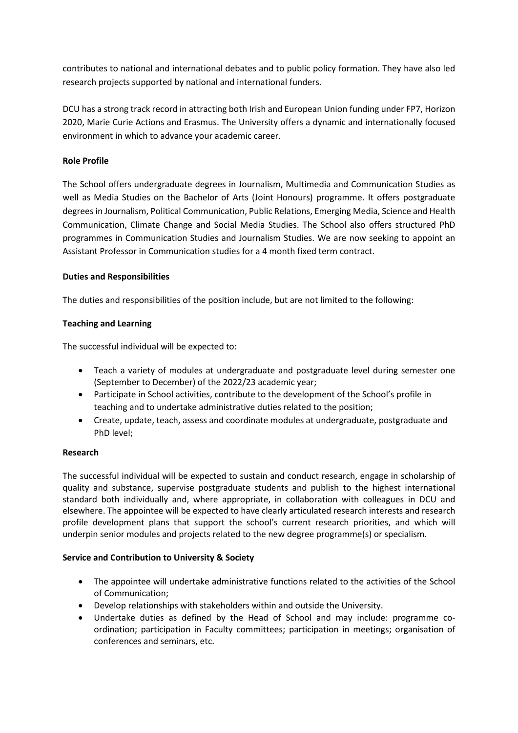contributes to national and international debates and to public policy formation. They have also led research projects supported by national and international funders.

DCU has a strong track record in attracting both Irish and European Union funding under FP7, Horizon 2020, Marie Curie Actions and Erasmus. The University offers a dynamic and internationally focused environment in which to advance your academic career.

**Role Profile**

The School offers undergraduate degrees in Journalism, Multimedia and Communication Studies as well as Media Studies on the Bachelor of Arts (Joint Honours) programme. It offers postgraduate degrees in Journalism, Political Communication, Public Relations, Emerging Media, Science and Health Communication, Climate Change and Social Media Studies. The School also offers structured PhD programmes in Communication Studies and Journalism Studies. We are now seeking to appoint an Assistant Professor in Communication studies for a 4 month fixed term contract.

**Duties and Responsibilities**

The duties and responsibilities of the position include, but are not limited to the following:

**Teaching and Learning**

The successful individual will be expected to:

- Teach a variety of modules at undergraduate and postgraduate level during semester one (September to December) of the 2022/23 academic year;
- Participate in School activities, contribute to the development of the School's profile in teaching and to undertake administrative duties related to the position;
- Create, update, teach, assess and coordinate modules at undergraduate, postgraduate and PhD level;

**Research**

The successful individual will be expected to sustain and conduct research, engage in scholarship of quality and substance, supervise postgraduate students and publish to the highest international standard both individually and, where appropriate, in collaboration with colleagues in DCU and elsewhere. The appointee will be expected to have clearly articulated research interests and research profile development plans that support the school's current research priorities, and which will underpin senior modules and projects related to the new degree programme(s) or specialism.

**Service and Contribution to University & Society**

- The appointee will undertake administrative functions related to the activities of the School of Communication;
- Develop relationships with stakeholders within and outside the University.
- Undertake duties as defined by the Head of School and may include: programme co-ordination; participation in Faculty committees; participation in meetings; organisation of conferences and seminars, etc.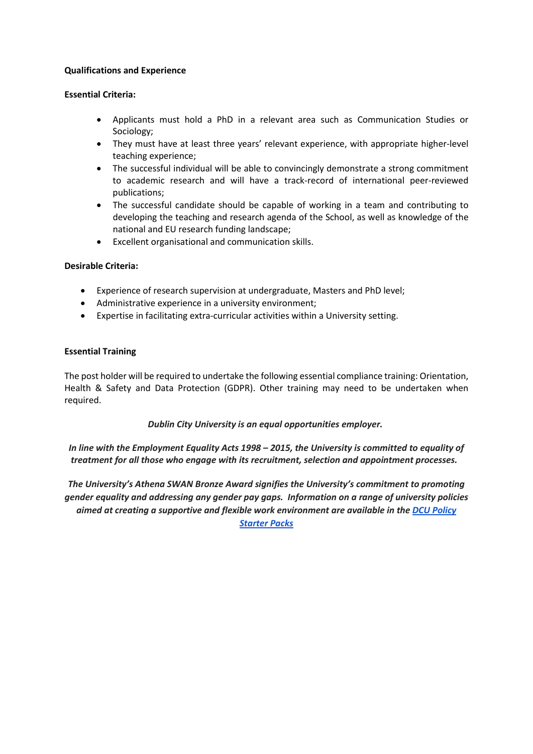**Qualifications and Experience**

**Essential Criteria:**

- Applicants must hold a PhD in a relevant area such as Communication Studies or Sociology;
- They must have at least three years' relevant experience, with appropriate higher-level teaching experience;
- The successful individual will be able to convincingly demonstrate a strong commitment to academic research and will have a track-record of international peer-reviewed publications;
- The successful candidate should be capable of working in a team and contributing to developing the teaching and research agenda of the School, as well as knowledge of the national and EU research funding landscape;
- Excellent organisational and communication skills.

**Desirable Criteria:**

- Experience of research supervision at undergraduate, Masters and PhD level;
- Administrative experience in a university environment;
- Expertise in facilitating extra-curricular activities within a University setting.

**Essential Training**

The post holder will be required to undertake the following essential compliance training: Orientation, Health & Safety and Data Protection (GDPR). Other training may need to be undertaken when required.

***Dublin City University is an equal opportunities employer.***

***In line with the Employment Equality Acts 1998 – 2015, the University is committed to equality of treatment for all those who engage with its recruitment, selection and appointment processes.***

***The University's Athena SWAN Bronze Award signifies the University's commitment to promoting gender equality and addressing any gender pay gaps. Information on a range of university policies aimed at creating a supportive and flexible work environment are available in the DCU Policy Starter Packs***